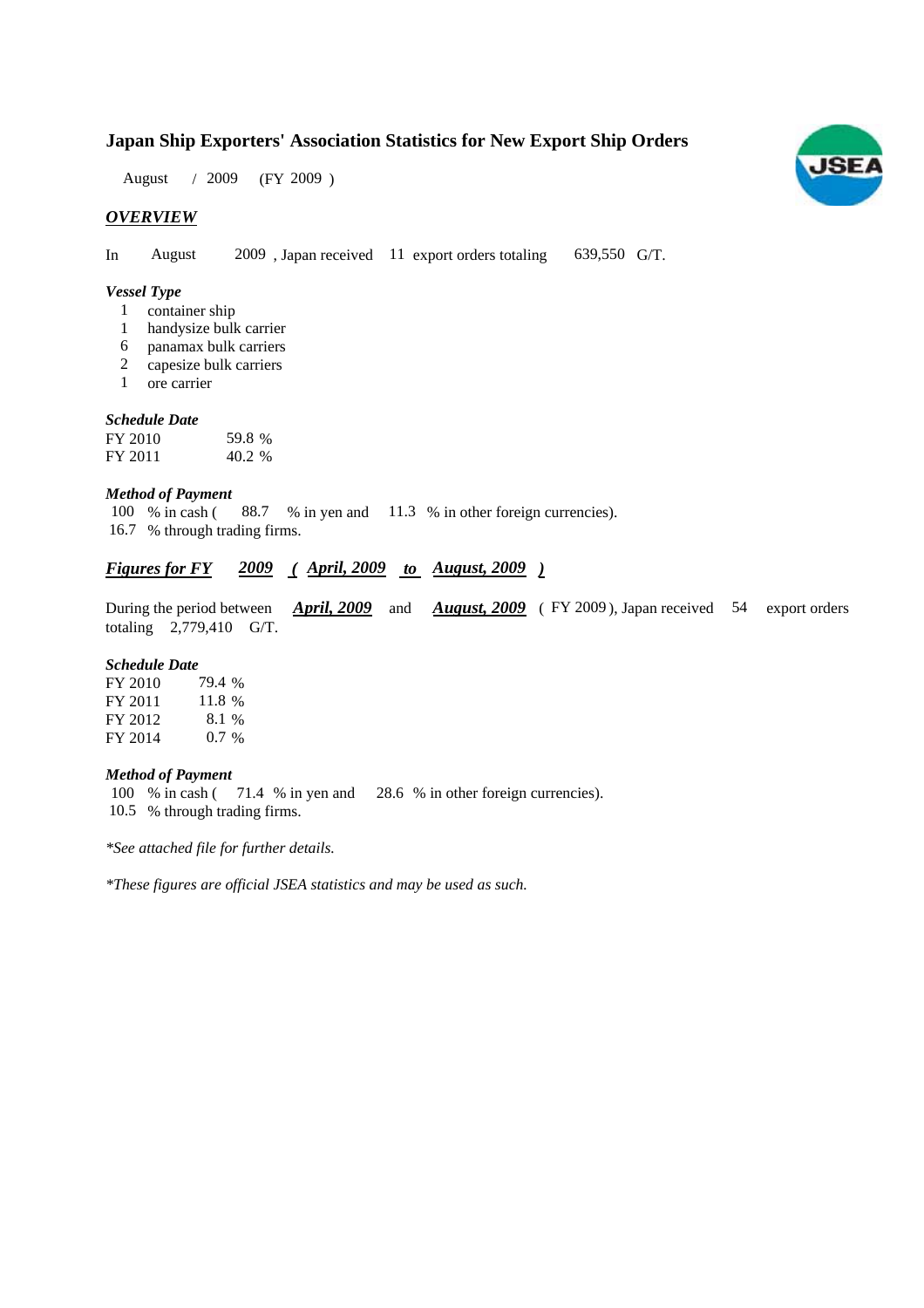# Japan Ship Exporters' Association Statistics for New Export Ship Orders

August / 2009 (FY 2009 )

## *OVERVIEW*

In August 2009 , Japan received 11 export orders totaling 639,550 G/T.

### *Vessel Type*

1 container ship
1 handysize bulk carrier
6 panamax bulk carriers
2 capesize bulk carriers
1 ore carrier

### *Schedule Date*

| | |
|---|---|
| FY 2010 | 59.8 % |
| FY 2011 | 40.2 % |

### *Method of Payment*

100 % in cash ( 88.7 % in yen and 11.3 % in other foreign currencies).
16.7 % through trading firms.

## ***Figures for FY 2009 ( April, 2009 to August, 2009 )***

During the period between **April, 2009** and **August, 2009** ( FY 2009 ), Japan received 54 export orders totaling 2,779,410 G/T.

### *Schedule Date*

| | |
|---|---|
| FY 2010 | 79.4 % |
| FY 2011 | 11.8 % |
| FY 2012 | 8.1 % |
| FY 2014 | 0.7 % |

### *Method of Payment*

100 % in cash ( 71.4 % in yen and 28.6 % in other foreign currencies).
10.5 % through trading firms.

*\*See attached file for further details.*

*\*These figures are official JSEA statistics and may be used as such.*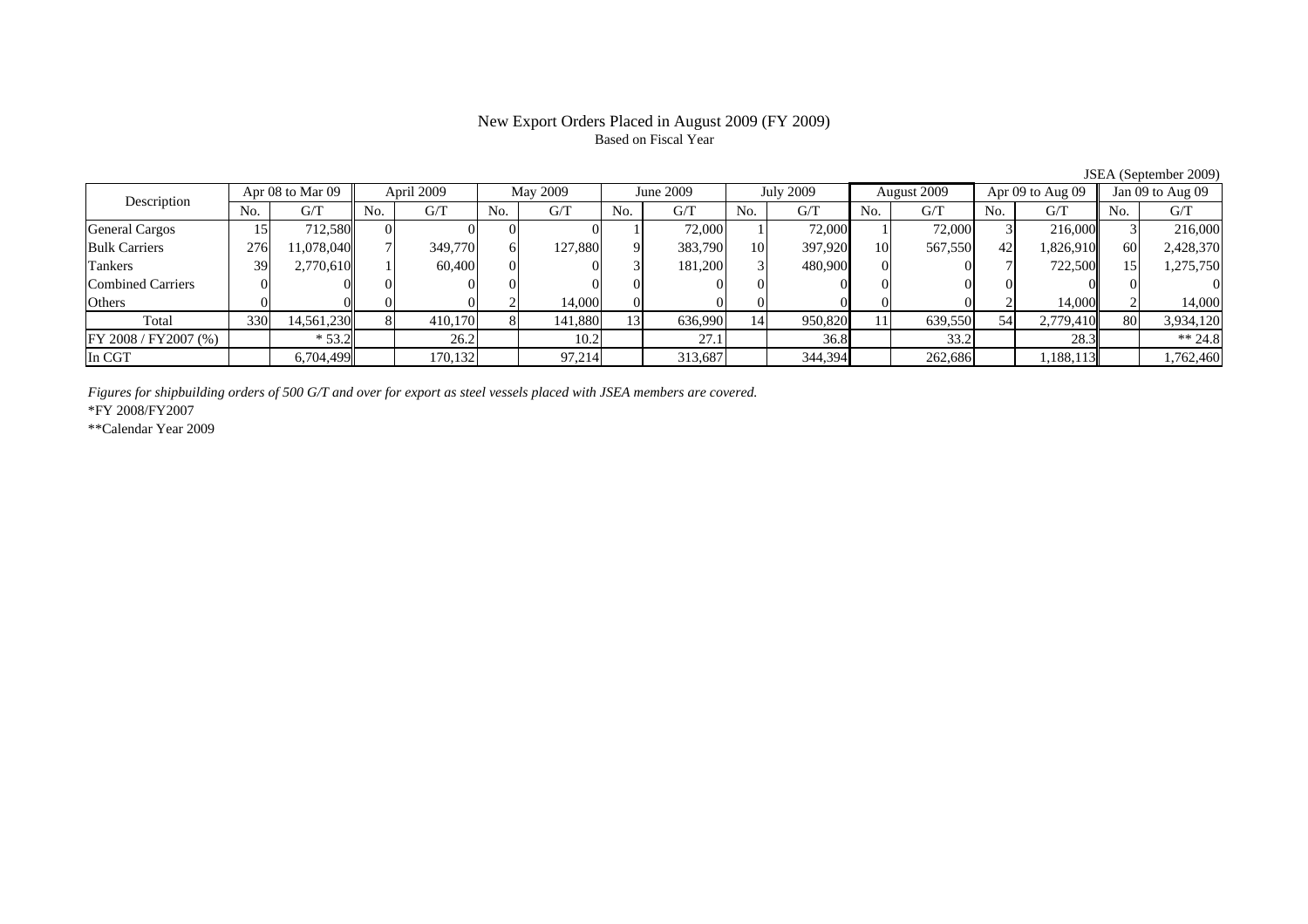# New Export Orders Placed in August 2009 (FY 2009)
Based on Fiscal Year

JSEA (September 2009)

| Description | Apr 08 to Mar 09 | | April 2009 | | May 2009 | | June 2009 | | July 2009 | | August 2009 | | Apr 09 to Aug 09 | | Jan 09 to Aug 09 | |
|---|---|---|---|---|---|---|---|---|---|---|---|---|---|---|---|---|
| | No. | G/T | No. | G/T | No. | G/T | No. | G/T | No. | G/T | No. | G/T | No. | G/T | No. | G/T |
| General Cargos | 15 | 712,580 | 0 | 0 | 0 | 0 | 1 | 72,000 | 1 | 72,000 | 1 | 72,000 | 3 | 216,000 | 3 | 216,000 |
| Bulk Carriers | 276 | 11,078,040 | 7 | 349,770 | 6 | 127,880 | 9 | 383,790 | 10 | 397,920 | 10 | 567,550 | 42 | 1,826,910 | 60 | 2,428,370 |
| Tankers | 39 | 2,770,610 | 1 | 60,400 | 0 | 0 | 3 | 181,200 | 3 | 480,900 | 0 | 0 | 7 | 722,500 | 15 | 1,275,750 |
| Combined Carriers | 0 | 0 | 0 | 0 | 0 | 0 | 0 | 0 | 0 | 0 | 0 | 0 | 0 | 0 | 0 | 0 |
| Others | 0 | 0 | 0 | 0 | 2 | 14,000 | 0 | 0 | 0 | 0 | 0 | 0 | 2 | 14,000 | 2 | 14,000 |
| Total | 330 | 14,561,230 | 8 | 410,170 | 8 | 141,880 | 13 | 636,990 | 14 | 950,820 | 11 | 639,550 | 54 | 2,779,410 | 80 | 3,934,120 |
| FY 2008 / FY2007 (%) | | * 53.2 | | 26.2 | | 10.2 | | 27.1 | | 36.8 | | 33.2 | | 28.3 | | ** 24.8 |
| In CGT | | 6,704,499 | | 170,132 | | 97,214 | | 313,687 | | 344,394 | | 262,686 | | 1,188,113 | | 1,762,460 |

*Figures for shipbuilding orders of 500 G/T and over for export as steel vessels placed with JSEA members are covered.*

*FY 2008/FY2007

**Calendar Year 2009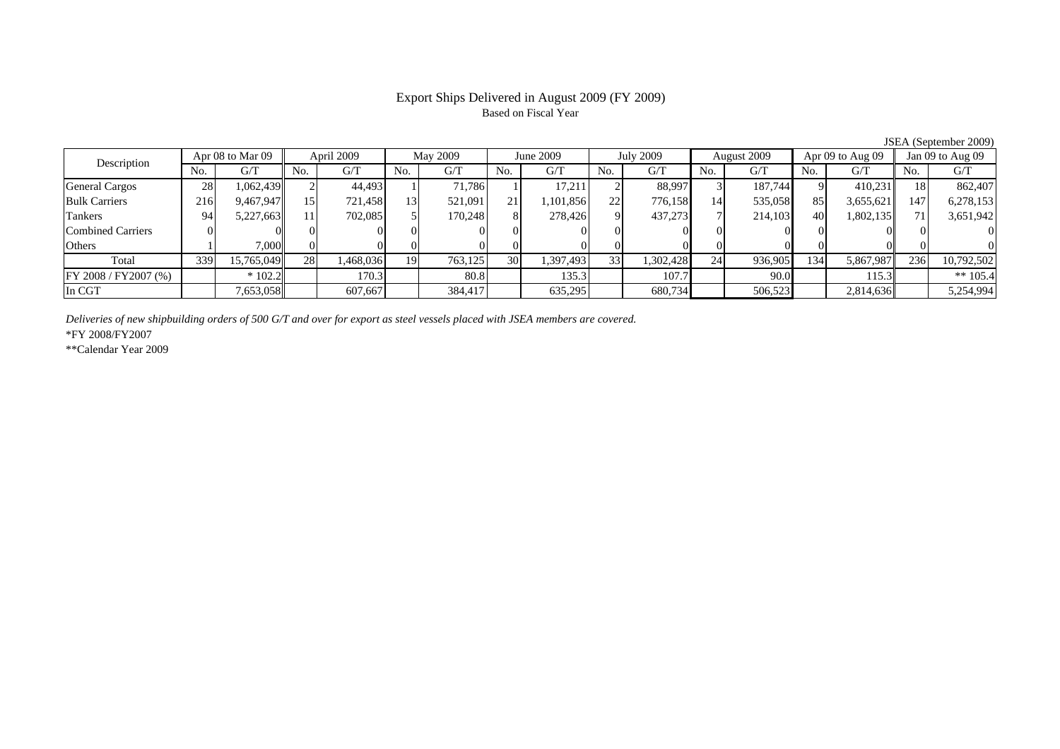# Export Ships Delivered in August 2009 (FY 2009)

Based on Fiscal Year

JSEA (September 2009)

| Description | Apr 08 to Mar 09 | | April 2009 | | May 2009 | | June 2009 | | July 2009 | | August 2009 | | Apr 09 to Aug 09 | | Jan 09 to Aug 09 | |
|---|---|---|---|---|---|---|---|---|---|---|---|---|---|---|---|---|
| | No. | G/T | No. | G/T | No. | G/T | No. | G/T | No. | G/T | No. | G/T | No. | G/T | No. | G/T |
| General Cargos | 28 | 1,062,439 | 2 | 44,493 | 1 | 71,786 | 1 | 17,211 | 2 | 88,997 | 3 | 187,744 | 9 | 410,231 | 18 | 862,407 |
| Bulk Carriers | 216 | 9,467,947 | 15 | 721,458 | 13 | 521,091 | 21 | 1,101,856 | 22 | 776,158 | 14 | 535,058 | 85 | 3,655,621 | 147 | 6,278,153 |
| Tankers | 94 | 5,227,663 | 11 | 702,085 | 5 | 170,248 | 8 | 278,426 | 9 | 437,273 | 7 | 214,103 | 40 | 1,802,135 | 71 | 3,651,942 |
| Combined Carriers | 0 | 0 | 0 | 0 | 0 | 0 | 0 | 0 | 0 | 0 | 0 | 0 | 0 | 0 | 0 | 0 |
| Others | 1 | 7,000 | 0 | 0 | 0 | 0 | 0 | 0 | 0 | 0 | 0 | 0 | 0 | 0 | 0 | 0 |
| Total | 339 | 15,765,049 | 28 | 1,468,036 | 19 | 763,125 | 30 | 1,397,493 | 33 | 1,302,428 | 24 | 936,905 | 134 | 5,867,987 | 236 | 10,792,502 |
| FY 2008 / FY2007 (%) | | * 102.2 | | 170.3 | | 80.8 | | 135.3 | | 107.7 | | 90.0 | | 115.3 | | ** 105.4 |
| In CGT | | 7,653,058 | | 607,667 | | 384,417 | | 635,295 | | 680,734 | | 506,523 | | 2,814,636 | | 5,254,994 |

*Deliveries of new shipbuilding orders of 500 G/T and over for export as steel vessels placed with JSEA members are covered.*

*FY 2008/FY2007

**Calendar Year 2009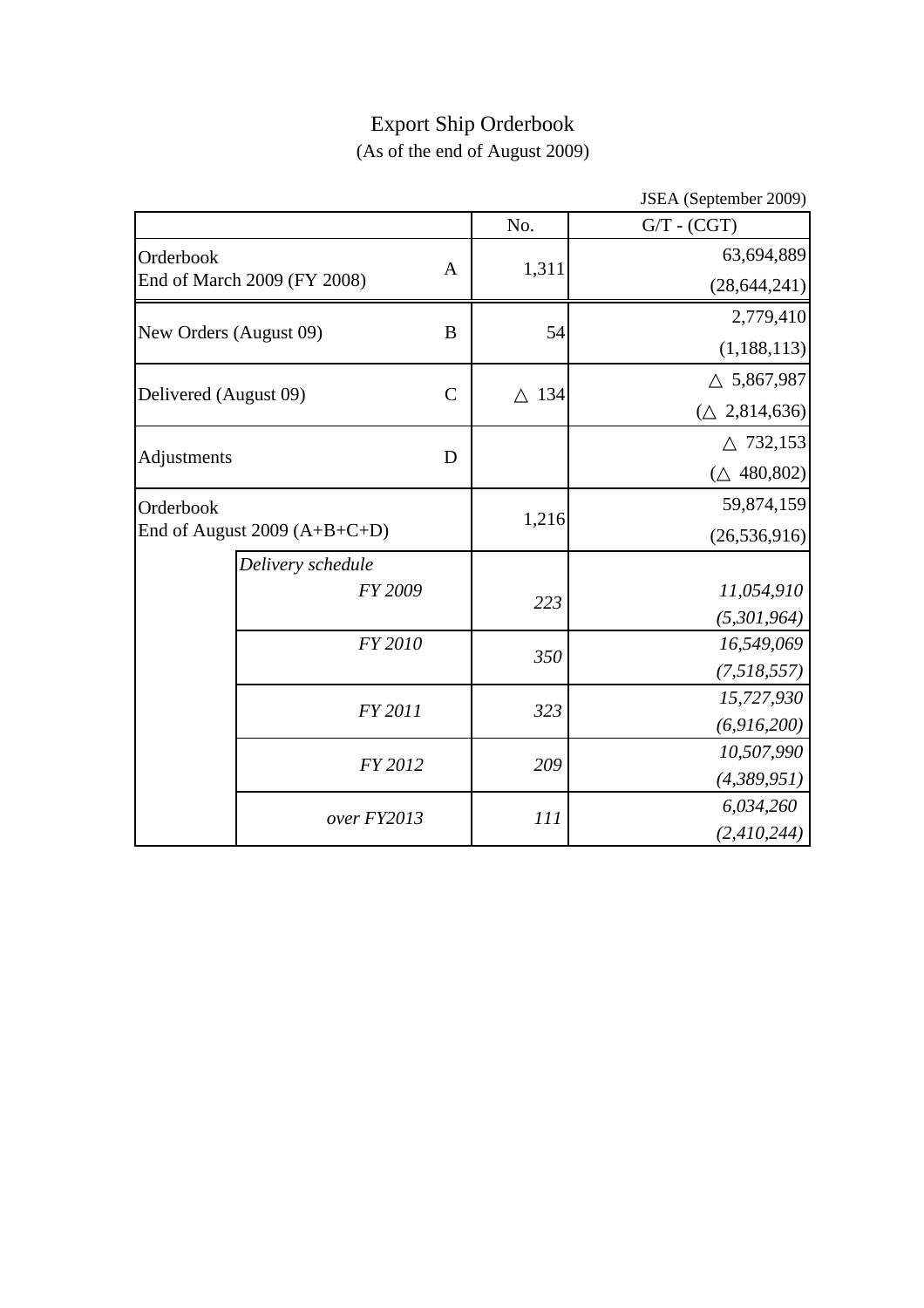# Export Ship Orderbook

(As of the end of August 2009)

JSEA (September 2009)

| | | | No. | G/T - (CGT) |
|---|---|---|---|---|
| Orderbook<br>End of March 2009 (FY 2008) | | A | 1,311 | 63,694,889<br>(28,644,241) |
| New Orders (August 09) | | B | 54 | 2,779,410<br>(1,188,113) |
| Delivered (August 09) | | C | △ 134 | △ 5,867,987<br>(△ 2,814,636) |
| Adjustments | | D | | △ 732,153<br>(△ 480,802) |
| Orderbook<br>End of August 2009 (A+B+C+D) | | | 1,216 | 59,874,159<br>(26,536,916) |
| | *Delivery schedule*<br>*FY 2009* | | *223* | *11,054,910*<br>*(5,301,964)* |
| | *FY 2010* | | *350* | *16,549,069*<br>*(7,518,557)* |
| | *FY 2011* | | *323* | *15,727,930*<br>*(6,916,200)* |
| | *FY 2012* | | *209* | *10,507,990*<br>*(4,389,951)* |
| | *over FY2013* | | *111* | *6,034,260*<br>*(2,410,244)* |